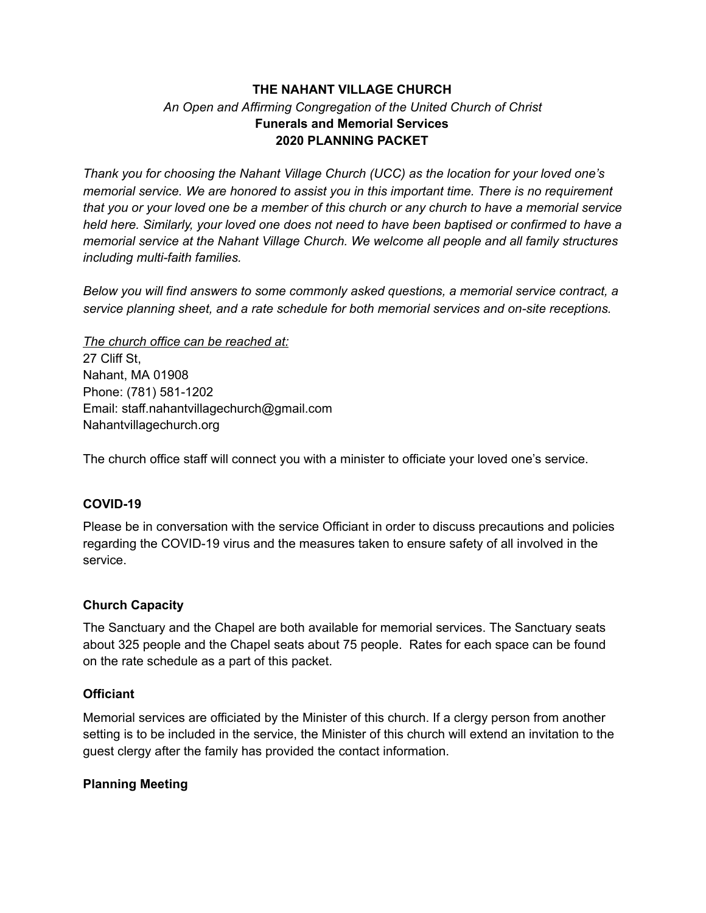**THE NAHANT VILLAGE CHURCH**

*An Open and Affirming Congregation of the United Church of Christ*

**Funerals and Memorial Services**

**2020 PLANNING PACKET**

*Thank you for choosing the Nahant Village Church (UCC) as the location for your loved one's memorial service. We are honored to assist you in this important time. There is no requirement that you or your loved one be a member of this church or any church to have a memorial service held here. Similarly, your loved one does not need to have been baptised or confirmed to have a memorial service at the Nahant Village Church. We welcome all people and all family structures including multi-faith families.*

*Below you will find answers to some commonly asked questions, a memorial service contract, a service planning sheet, and a rate schedule for both memorial services and on-site receptions.*

*<u>The church office can be reached at:</u>*
27 Cliff St,
Nahant, MA 01908
Phone: (781) 581-1202
Email: staff.nahantvillagechurch@gmail.com
Nahantvillagechurch.org

The church office staff will connect you with a minister to officiate your loved one's service.

### COVID-19

Please be in conversation with the service Officiant in order to discuss precautions and policies regarding the COVID-19 virus and the measures taken to ensure safety of all involved in the service.

### Church Capacity

The Sanctuary and the Chapel are both available for memorial services. The Sanctuary seats about 325 people and the Chapel seats about 75 people. Rates for each space can be found on the rate schedule as a part of this packet.

### Officiant

Memorial services are officiated by the Minister of this church. If a clergy person from another setting is to be included in the service, the Minister of this church will extend an invitation to the guest clergy after the family has provided the contact information.

### Planning Meeting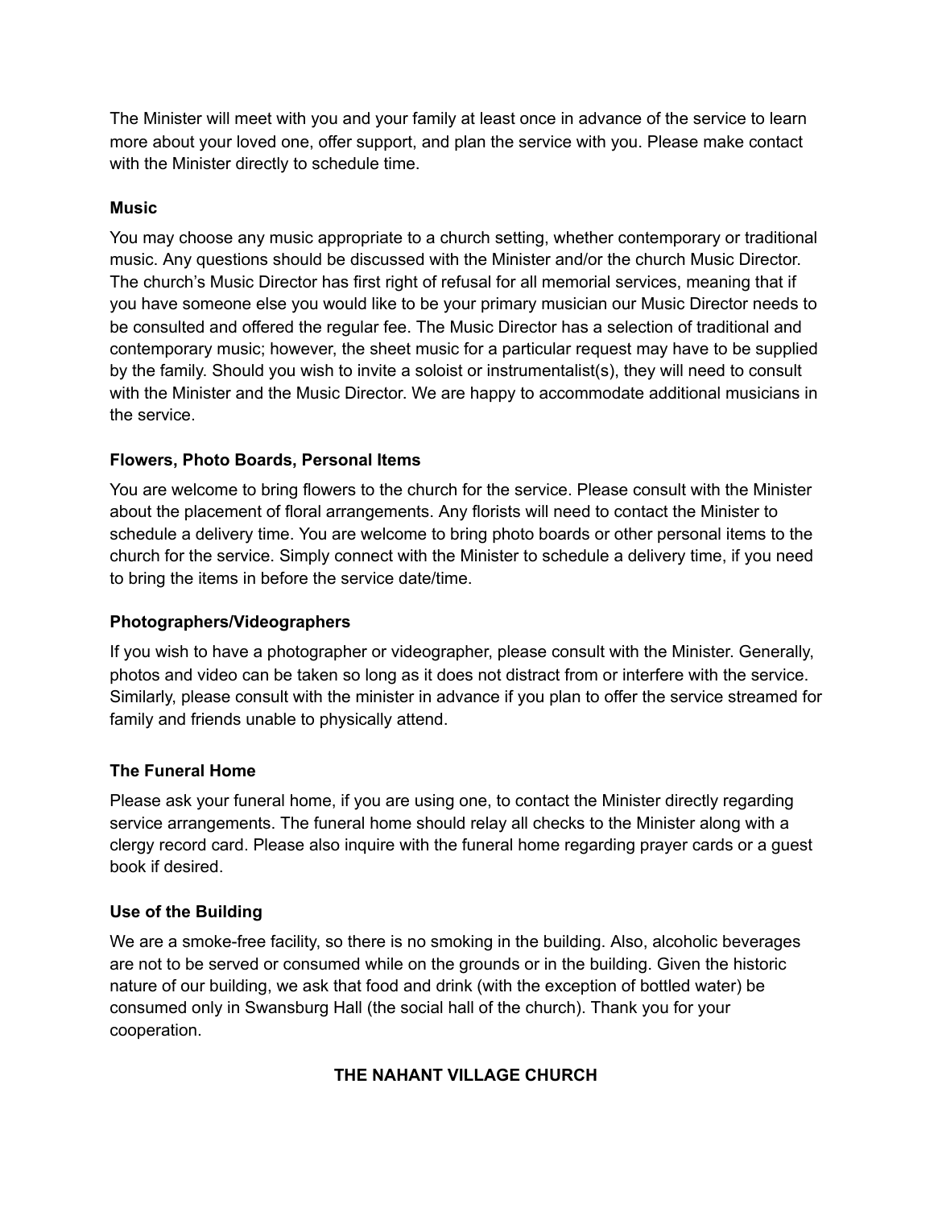The Minister will meet with you and your family at least once in advance of the service to learn more about your loved one, offer support, and plan the service with you. Please make contact with the Minister directly to schedule time.

**Music**

You may choose any music appropriate to a church setting, whether contemporary or traditional music. Any questions should be discussed with the Minister and/or the church Music Director. The church's Music Director has first right of refusal for all memorial services, meaning that if you have someone else you would like to be your primary musician our Music Director needs to be consulted and offered the regular fee. The Music Director has a selection of traditional and contemporary music; however, the sheet music for a particular request may have to be supplied by the family. Should you wish to invite a soloist or instrumentalist(s), they will need to consult with the Minister and the Music Director. We are happy to accommodate additional musicians in the service.

**Flowers, Photo Boards, Personal Items**

You are welcome to bring flowers to the church for the service. Please consult with the Minister about the placement of floral arrangements. Any florists will need to contact the Minister to schedule a delivery time. You are welcome to bring photo boards or other personal items to the church for the service. Simply connect with the Minister to schedule a delivery time, if you need to bring the items in before the service date/time.

**Photographers/Videographers**

If you wish to have a photographer or videographer, please consult with the Minister. Generally, photos and video can be taken so long as it does not distract from or interfere with the service. Similarly, please consult with the minister in advance if you plan to offer the service streamed for family and friends unable to physically attend.

**The Funeral Home**

Please ask your funeral home, if you are using one, to contact the Minister directly regarding service arrangements. The funeral home should relay all checks to the Minister along with a clergy record card. Please also inquire with the funeral home regarding prayer cards or a guest book if desired.

**Use of the Building**

We are a smoke-free facility, so there is no smoking in the building. Also, alcoholic beverages are not to be served or consumed while on the grounds or in the building. Given the historic nature of our building, we ask that food and drink (with the exception of bottled water) be consumed only in Swansburg Hall (the social hall of the church). Thank you for your cooperation.

**THE NAHANT VILLAGE CHURCH**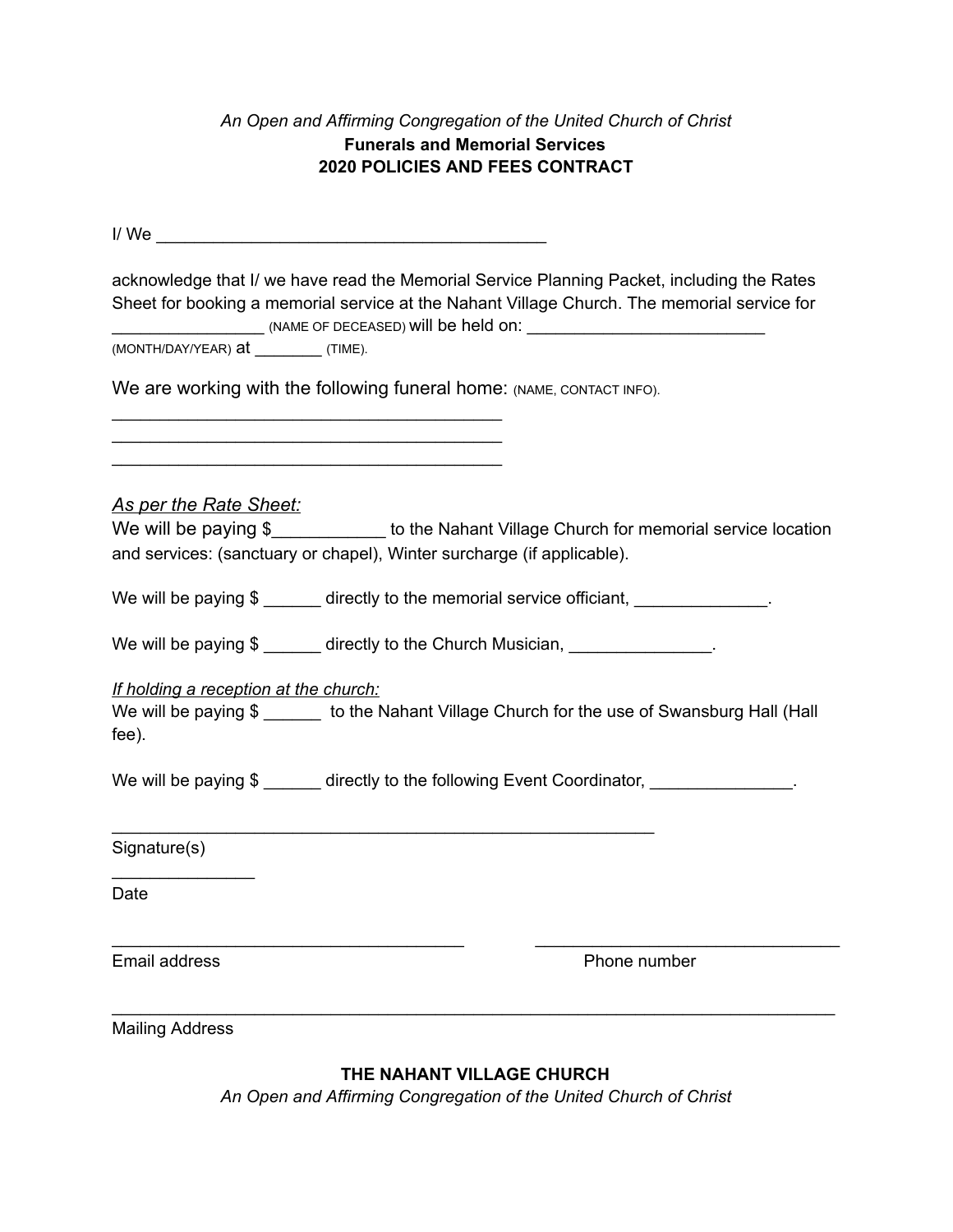*An Open and Affirming Congregation of the United Church of Christ*

**Funerals and Memorial Services**

**2020 POLICIES AND FEES CONTRACT**

I/ We ________________________________________

acknowledge that I/ we have read the Memorial Service Planning Packet, including the Rates Sheet for booking a memorial service at the Nahant Village Church. The memorial service for ________________ (NAME OF DECEASED) will be held on: _________________________ (MONTH/DAY/YEAR) at ________ (TIME).

We are working with the following funeral home: (NAME, CONTACT INFO).

________________________________________

________________________________________

________________________________________

*As per the Rate Sheet:*

We will be paying $____________ to the Nahant Village Church for memorial service location and services: (sanctuary or chapel), Winter surcharge (if applicable).

We will be paying $ ______ directly to the memorial service officiant, ______________.

We will be paying $ ______ directly to the Church Musician, _______________.

*If holding a reception at the church:*

We will be paying $ ______ to the Nahant Village Church for the use of Swansburg Hall (Hall fee).

We will be paying $ ______ directly to the following Event Coordinator, _______________.

____________________________________________________________

Signature(s)

_______________

Date

_____________________________________ _________________________________

Email address Phone number

____________________________________________________________________________

Mailing Address

**THE NAHANT VILLAGE CHURCH**

*An Open and Affirming Congregation of the United Church of Christ*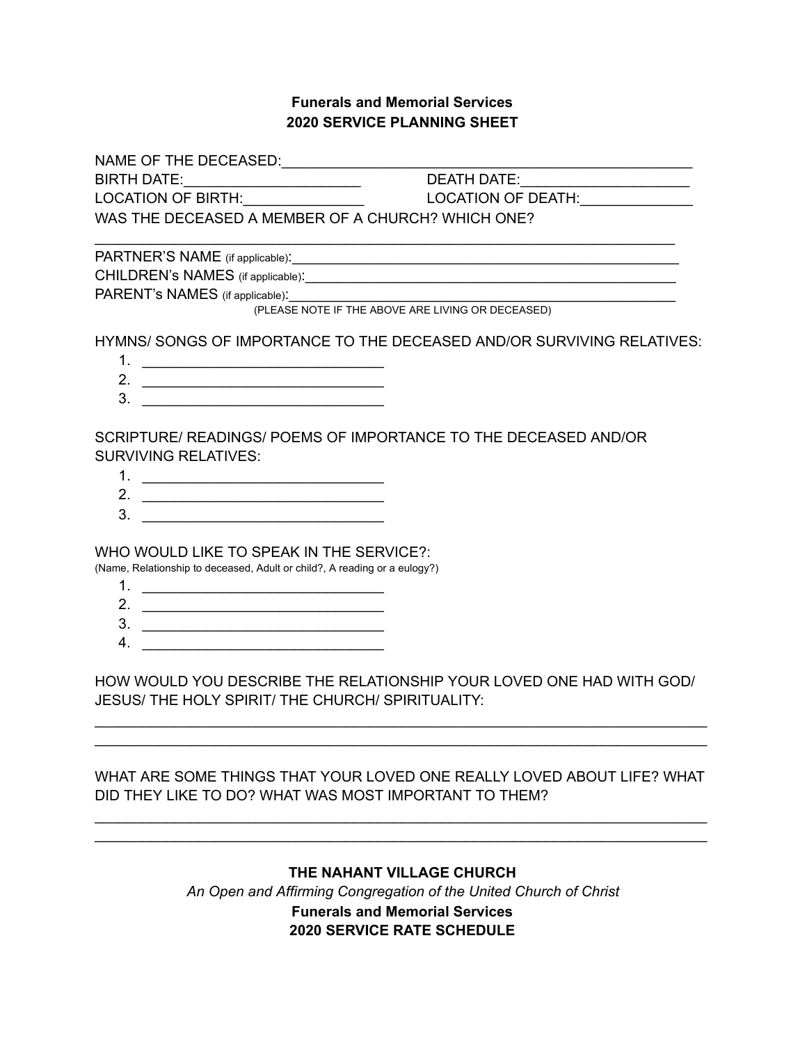**Funerals and Memorial Services**
**2020 SERVICE PLANNING SHEET**

NAME OF THE DECEASED:_______________________________________________

BIRTH DATE:_____________________ DEATH DATE:_____________________

LOCATION OF BIRTH:_______________ LOCATION OF DEATH:______________

WAS THE DECEASED A MEMBER OF A CHURCH? WHICH ONE?

_____________________________________________________________________

PARTNER'S NAME (if applicable):_______________________________________

CHILDREN's NAMES (if applicable):_____________________________________

PARENT's NAMES (if applicable):_______________________________________

(PLEASE NOTE IF THE ABOVE ARE LIVING OR DECEASED)

HYMNS/ SONGS OF IMPORTANCE TO THE DECEASED AND/OR SURVIVING RELATIVES:

1. ______________________________
2. ______________________________
3. ______________________________

SCRIPTURE/ READINGS/ POEMS OF IMPORTANCE TO THE DECEASED AND/OR SURVIVING RELATIVES:

1. ______________________________
2. ______________________________
3. ______________________________

WHO WOULD LIKE TO SPEAK IN THE SERVICE?:

(Name, Relationship to deceased, Adult or child?, A reading or a eulogy?)

1. ______________________________
2. ______________________________
3. ______________________________
4. ______________________________

HOW WOULD YOU DESCRIBE THE RELATIONSHIP YOUR LOVED ONE HAD WITH GOD/ JESUS/ THE HOLY SPIRIT/ THE CHURCH/ SPIRITUALITY:

_____________________________________________________________________

_____________________________________________________________________

WHAT ARE SOME THINGS THAT YOUR LOVED ONE REALLY LOVED ABOUT LIFE? WHAT DID THEY LIKE TO DO? WHAT WAS MOST IMPORTANT TO THEM?

_____________________________________________________________________

_____________________________________________________________________

**THE NAHANT VILLAGE CHURCH**

*An Open and Affirming Congregation of the United Church of Christ*

**Funerals and Memorial Services**
**2020 SERVICE RATE SCHEDULE**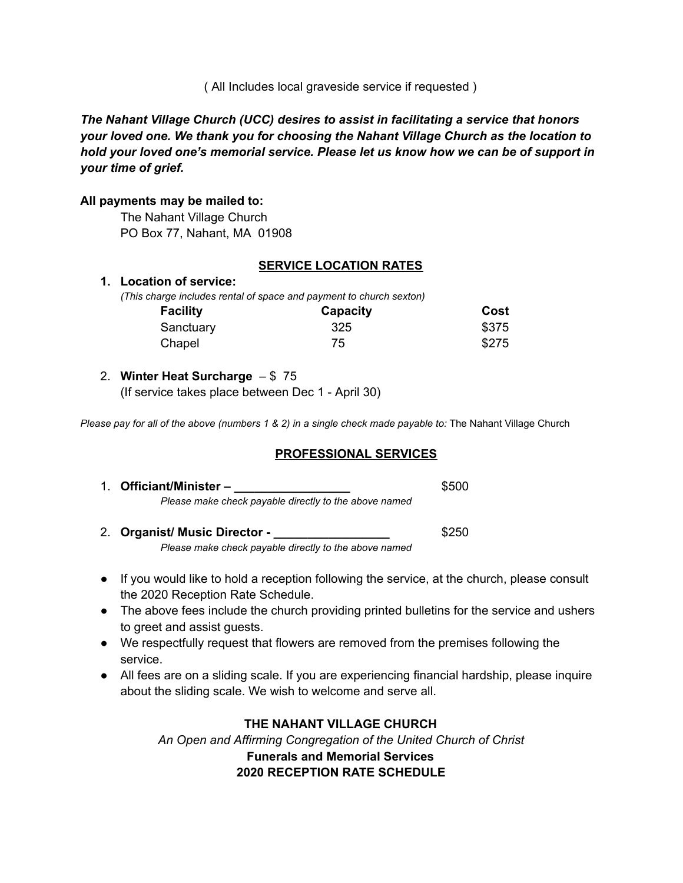( All Includes local graveside service if requested )

***The Nahant Village Church (UCC) desires to assist in facilitating a service that honors your loved one. We thank you for choosing the Nahant Village Church as the location to hold your loved one's memorial service. Please let us know how we can be of support in your time of grief.***

**All payments may be mailed to:**

The Nahant Village Church
PO Box 77, Nahant, MA 01908

## SERVICE LOCATION RATES

1. **Location of service:**
   *(This charge includes rental of space and payment to church sexton)*

| Facility | Capacity | Cost |
|---|---|---|
| Sanctuary | 325 | $375 |
| Chapel | 75 | $275 |

2. **Winter Heat Surcharge** – $ 75
   (If service takes place between Dec 1 - April 30)

*Please pay for all of the above (numbers 1 & 2) in a single check made payable to:* The Nahant Village Church

## PROFESSIONAL SERVICES

1. **Officiant/Minister – ________________** $500
   *Please make check payable directly to the above named*

2. **Organist/ Music Director - ________________** $250
   *Please make check payable directly to the above named*

- If you would like to hold a reception following the service, at the church, please consult the 2020 Reception Rate Schedule.
- The above fees include the church providing printed bulletins for the service and ushers to greet and assist guests.
- We respectfully request that flowers are removed from the premises following the service.
- All fees are on a sliding scale. If you are experiencing financial hardship, please inquire about the sliding scale. We wish to welcome and serve all.

**THE NAHANT VILLAGE CHURCH**

*An Open and Affirming Congregation of the United Church of Christ*

**Funerals and Memorial Services**

**2020 RECEPTION RATE SCHEDULE**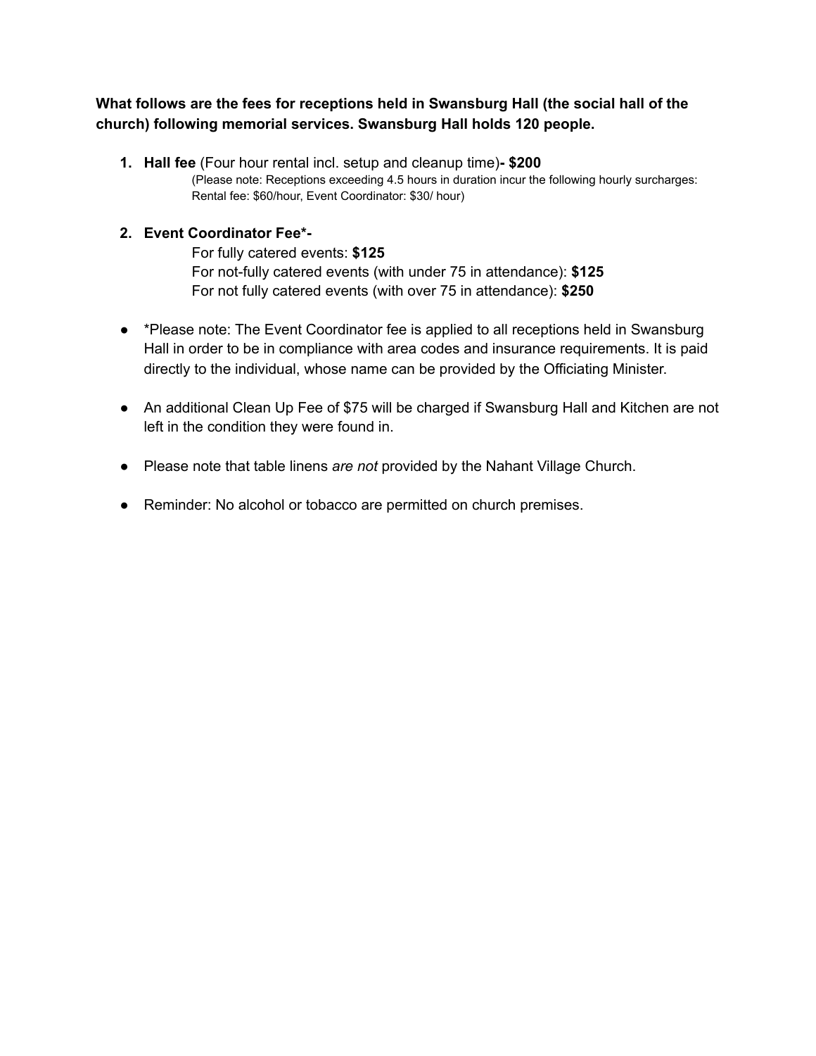**What follows are the fees for receptions held in Swansburg Hall (the social hall of the church) following memorial services. Swansburg Hall holds 120 people.**

1. **Hall fee** (Four hour rental incl. setup and cleanup time)**- $200**
   (Please note: Receptions exceeding 4.5 hours in duration incur the following hourly surcharges: Rental fee: $60/hour, Event Coordinator: $30/ hour)

2. **Event Coordinator Fee*-**
   For fully catered events: **$125**
   For not-fully catered events (with under 75 in attendance): **$125**
   For not fully catered events (with over 75 in attendance): **$250**

- *Please note: The Event Coordinator fee is applied to all receptions held in Swansburg Hall in order to be in compliance with area codes and insurance requirements. It is paid directly to the individual, whose name can be provided by the Officiating Minister.

- An additional Clean Up Fee of $75 will be charged if Swansburg Hall and Kitchen are not left in the condition they were found in.

- Please note that table linens *are not* provided by the Nahant Village Church.

- Reminder: No alcohol or tobacco are permitted on church premises.